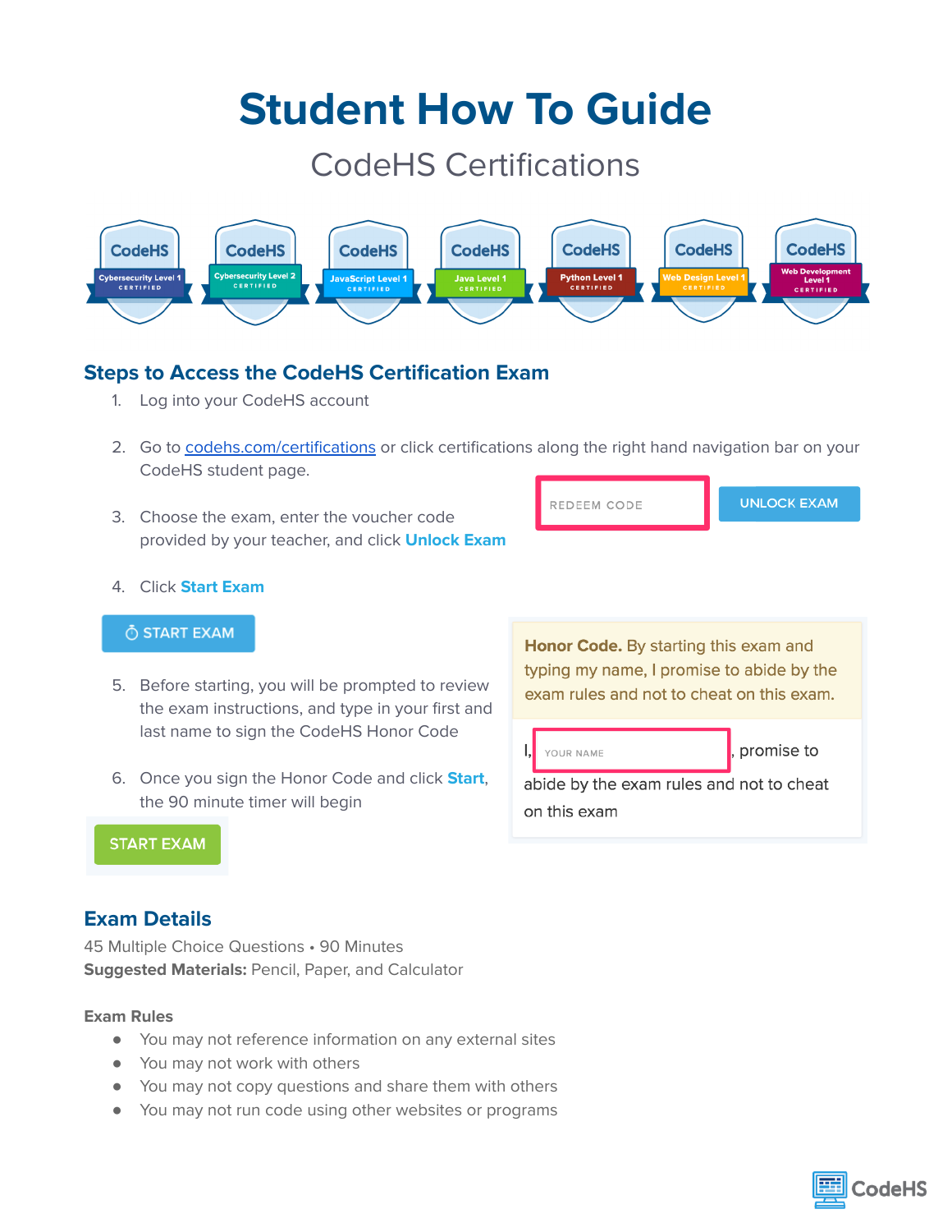# Student How To Guide

## CodeHS Certifications

### Steps to Access the CodeHS Certification Exam

1. Log into your CodeHS account
2. Go to codehs.com/certifications or click certifications along the right hand navigation bar on your CodeHS student page.
3. Choose the exam, enter the voucher code provided by your teacher, and click **Unlock Exam**
4. Click **Start Exam**
5. Before starting, you will be prompted to review the exam instructions, and type in your first and last name to sign the CodeHS Honor Code
6. Once you sign the Honor Code and click **Start**, the 90 minute timer will begin

**Honor Code.** By starting this exam and typing my name, I promise to abide by the exam rules and not to cheat on this exam.

I, YOUR NAME, promise to abide by the exam rules and not to cheat on this exam

### Exam Details

45 Multiple Choice Questions • 90 Minutes

**Suggested Materials:** Pencil, Paper, and Calculator

**Exam Rules**

- You may not reference information on any external sites
- You may not work with others
- You may not copy questions and share them with others
- You may not run code using other websites or programs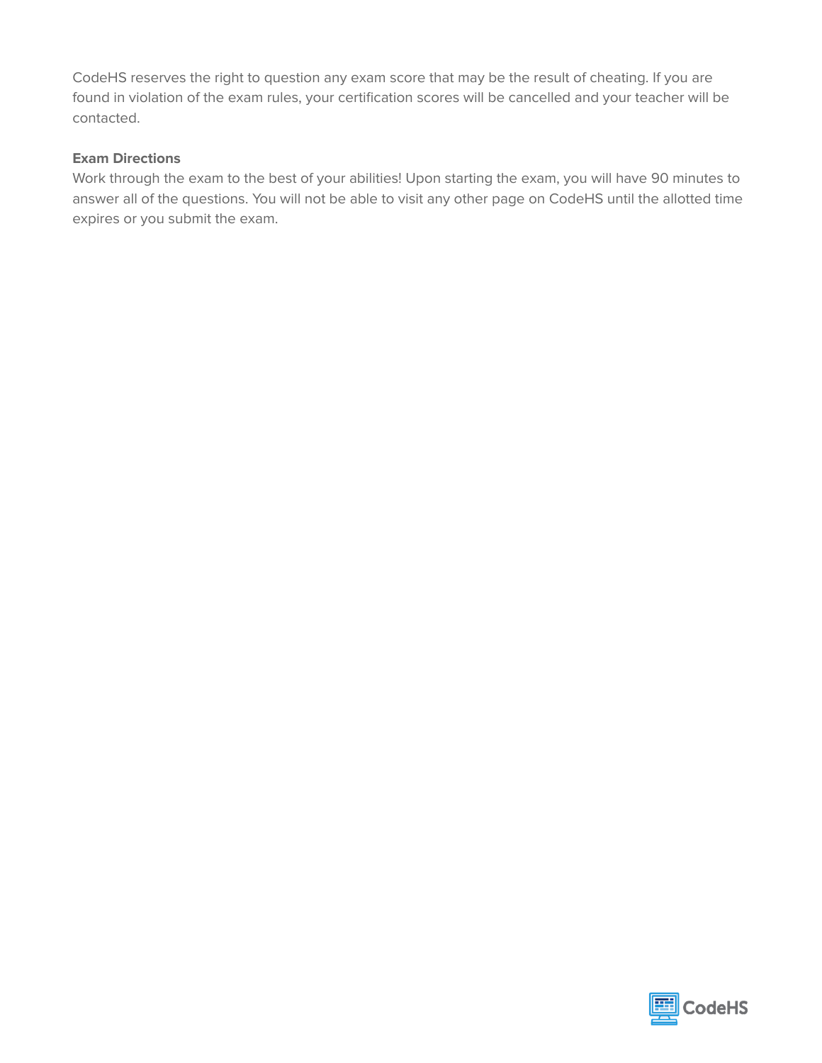CodeHS reserves the right to question any exam score that may be the result of cheating. If you are found in violation of the exam rules, your certification scores will be cancelled and your teacher will be contacted.

**Exam Directions**

Work through the exam to the best of your abilities! Upon starting the exam, you will have 90 minutes to answer all of the questions. You will not be able to visit any other page on CodeHS until the allotted time expires or you submit the exam.